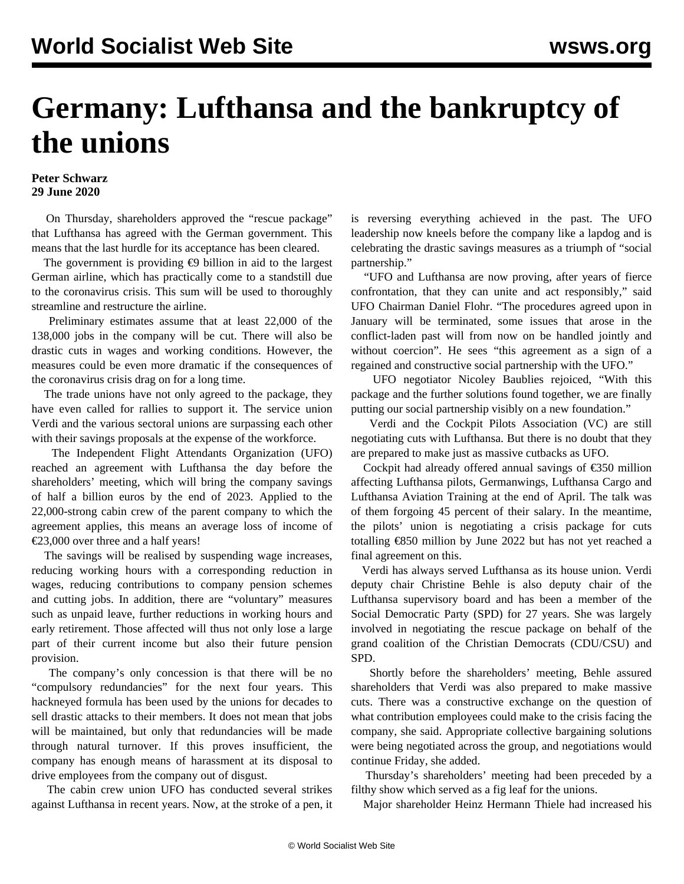# Germany: Lufthansa and the bankruptcy of the unions

**Peter Schwarz**
**29 June 2020**

On Thursday, shareholders approved the "rescue package" that Lufthansa has agreed with the German government. This means that the last hurdle for its acceptance has been cleared.

The government is providing €9 billion in aid to the largest German airline, which has practically come to a standstill due to the coronavirus crisis. This sum will be used to thoroughly streamline and restructure the airline.

Preliminary estimates assume that at least 22,000 of the 138,000 jobs in the company will be cut. There will also be drastic cuts in wages and working conditions. However, the measures could be even more dramatic if the consequences of the coronavirus crisis drag on for a long time.

The trade unions have not only agreed to the package, they have even called for rallies to support it. The service union Verdi and the various sectoral unions are surpassing each other with their savings proposals at the expense of the workforce.

The Independent Flight Attendants Organization (UFO) reached an agreement with Lufthansa the day before the shareholders' meeting, which will bring the company savings of half a billion euros by the end of 2023. Applied to the 22,000-strong cabin crew of the parent company to which the agreement applies, this means an average loss of income of €23,000 over three and a half years!

The savings will be realised by suspending wage increases, reducing working hours with a corresponding reduction in wages, reducing contributions to company pension schemes and cutting jobs. In addition, there are "voluntary" measures such as unpaid leave, further reductions in working hours and early retirement. Those affected will thus not only lose a large part of their current income but also their future pension provision.

The company's only concession is that there will be no "compulsory redundancies" for the next four years. This hackneyed formula has been used by the unions for decades to sell drastic attacks to their members. It does not mean that jobs will be maintained, but only that redundancies will be made through natural turnover. If this proves insufficient, the company has enough means of harassment at its disposal to drive employees from the company out of disgust.

The cabin crew union UFO has conducted several strikes against Lufthansa in recent years. Now, at the stroke of a pen, it is reversing everything achieved in the past. The UFO leadership now kneels before the company like a lapdog and is celebrating the drastic savings measures as a triumph of "social partnership."

"UFO and Lufthansa are now proving, after years of fierce confrontation, that they can unite and act responsibly," said UFO Chairman Daniel Flohr. "The procedures agreed upon in January will be terminated, some issues that arose in the conflict-laden past will from now on be handled jointly and without coercion". He sees "this agreement as a sign of a regained and constructive social partnership with the UFO."

UFO negotiator Nicoley Baublies rejoiced, "With this package and the further solutions found together, we are finally putting our social partnership visibly on a new foundation."

Verdi and the Cockpit Pilots Association (VC) are still negotiating cuts with Lufthansa. But there is no doubt that they are prepared to make just as massive cutbacks as UFO.

Cockpit had already offered annual savings of €350 million affecting Lufthansa pilots, Germanwings, Lufthansa Cargo and Lufthansa Aviation Training at the end of April. The talk was of them forgoing 45 percent of their salary. In the meantime, the pilots' union is negotiating a crisis package for cuts totalling €850 million by June 2022 but has not yet reached a final agreement on this.

Verdi has always served Lufthansa as its house union. Verdi deputy chair Christine Behle is also deputy chair of the Lufthansa supervisory board and has been a member of the Social Democratic Party (SPD) for 27 years. She was largely involved in negotiating the rescue package on behalf of the grand coalition of the Christian Democrats (CDU/CSU) and SPD.

Shortly before the shareholders' meeting, Behle assured shareholders that Verdi was also prepared to make massive cuts. There was a constructive exchange on the question of what contribution employees could make to the crisis facing the company, she said. Appropriate collective bargaining solutions were being negotiated across the group, and negotiations would continue Friday, she added.

Thursday's shareholders' meeting had been preceded by a filthy show which served as a fig leaf for the unions.

Major shareholder Heinz Hermann Thiele had increased his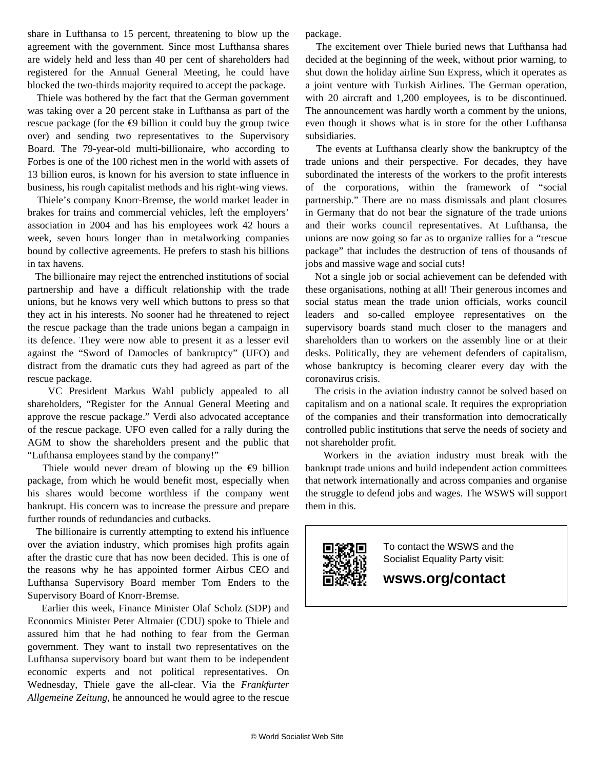share in Lufthansa to 15 percent, threatening to blow up the agreement with the government. Since most Lufthansa shares are widely held and less than 40 per cent of shareholders had registered for the Annual General Meeting, he could have blocked the two-thirds majority required to accept the package.

Thiele was bothered by the fact that the German government was taking over a 20 percent stake in Lufthansa as part of the rescue package (for the €9 billion it could buy the group twice over) and sending two representatives to the Supervisory Board. The 79-year-old multi-billionaire, who according to Forbes is one of the 100 richest men in the world with assets of 13 billion euros, is known for his aversion to state influence in business, his rough capitalist methods and his right-wing views.

Thiele's company Knorr-Bremse, the world market leader in brakes for trains and commercial vehicles, left the employers' association in 2004 and has his employees work 42 hours a week, seven hours longer than in metalworking companies bound by collective agreements. He prefers to stash his billions in tax havens.

The billionaire may reject the entrenched institutions of social partnership and have a difficult relationship with the trade unions, but he knows very well which buttons to press so that they act in his interests. No sooner had he threatened to reject the rescue package than the trade unions began a campaign in its defence. They were now able to present it as a lesser evil against the "Sword of Damocles of bankruptcy" (UFO) and distract from the dramatic cuts they had agreed as part of the rescue package.

VC President Markus Wahl publicly appealed to all shareholders, "Register for the Annual General Meeting and approve the rescue package." Verdi also advocated acceptance of the rescue package. UFO even called for a rally during the AGM to show the shareholders present and the public that "Lufthansa employees stand by the company!"

Thiele would never dream of blowing up the €9 billion package, from which he would benefit most, especially when his shares would become worthless if the company went bankrupt. His concern was to increase the pressure and prepare further rounds of redundancies and cutbacks.

The billionaire is currently attempting to extend his influence over the aviation industry, which promises high profits again after the drastic cure that has now been decided. This is one of the reasons why he has appointed former Airbus CEO and Lufthansa Supervisory Board member Tom Enders to the Supervisory Board of Knorr-Bremse.

Earlier this week, Finance Minister Olaf Scholz (SDP) and Economics Minister Peter Altmaier (CDU) spoke to Thiele and assured him that he had nothing to fear from the German government. They want to install two representatives on the Lufthansa supervisory board but want them to be independent economic experts and not political representatives. On Wednesday, Thiele gave the all-clear. Via the *Frankfurter Allgemeine Zeitung*, he announced he would agree to the rescue package.

The excitement over Thiele buried news that Lufthansa had decided at the beginning of the week, without prior warning, to shut down the holiday airline Sun Express, which it operates as a joint venture with Turkish Airlines. The German operation, with 20 aircraft and 1,200 employees, is to be discontinued. The announcement was hardly worth a comment by the unions, even though it shows what is in store for the other Lufthansa subsidiaries.

The events at Lufthansa clearly show the bankruptcy of the trade unions and their perspective. For decades, they have subordinated the interests of the workers to the profit interests of the corporations, within the framework of "social partnership." There are no mass dismissals and plant closures in Germany that do not bear the signature of the trade unions and their works council representatives. At Lufthansa, the unions are now going so far as to organize rallies for a "rescue package" that includes the destruction of tens of thousands of jobs and massive wage and social cuts!

Not a single job or social achievement can be defended with these organisations, nothing at all! Their generous incomes and social status mean the trade union officials, works council leaders and so-called employee representatives on the supervisory boards stand much closer to the managers and shareholders than to workers on the assembly line or at their desks. Politically, they are vehement defenders of capitalism, whose bankruptcy is becoming clearer every day with the coronavirus crisis.

The crisis in the aviation industry cannot be solved based on capitalism and on a national scale. It requires the expropriation of the companies and their transformation into democratically controlled public institutions that serve the needs of society and not shareholder profit.

Workers in the aviation industry must break with the bankrupt trade unions and build independent action committees that network internationally and across companies and organise the struggle to defend jobs and wages. The WSWS will support them in this.

To contact the WSWS and the Socialist Equality Party visit:

**wsws.org/contact**